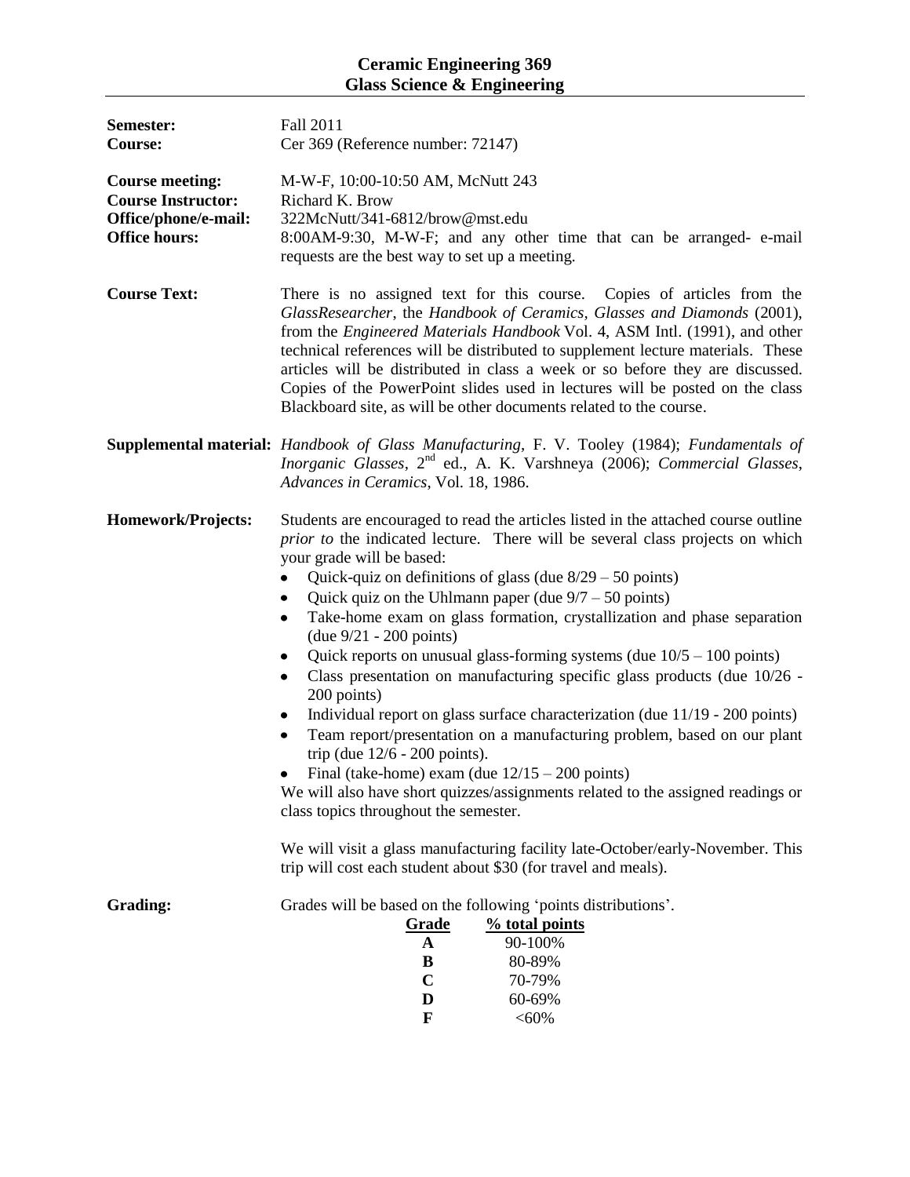# Ceramic Engineering 369
## Glass Science & Engineering

**Semester:** Fall 2011

**Course:** Cer 369 (Reference number: 72147)

**Course meeting:** M-W-F, 10:00-10:50 AM, McNutt 243

**Course Instructor:** Richard K. Brow

**Office/phone/e-mail:** 322McNutt/341-6812/brow@mst.edu

**Office hours:** 8:00AM-9:30, M-W-F; and any other time that can be arranged- e-mail requests are the best way to set up a meeting.

**Course Text:** There is no assigned text for this course. Copies of articles from the *GlassResearcher*, the *Handbook of Ceramics, Glasses and Diamonds* (2001), from the *Engineered Materials Handbook* Vol. 4, ASM Intl. (1991), and other technical references will be distributed to supplement lecture materials. These articles will be distributed in class a week or so before they are discussed. Copies of the PowerPoint slides used in lectures will be posted on the class Blackboard site, as will be other documents related to the course.

**Supplemental material:** *Handbook of Glass Manufacturing*, F. V. Tooley (1984); *Fundamentals of Inorganic Glasses*, 2nd ed., A. K. Varshneya (2006); *Commercial Glasses, Advances in Ceramics*, Vol. 18, 1986.

**Homework/Projects:** Students are encouraged to read the articles listed in the attached course outline *prior to* the indicated lecture. There will be several class projects on which your grade will be based:

- Quick-quiz on definitions of glass (due 8/29 – 50 points)
- Quick quiz on the Uhlmann paper (due 9/7 – 50 points)
- Take-home exam on glass formation, crystallization and phase separation (due 9/21 - 200 points)
- Quick reports on unusual glass-forming systems (due 10/5 – 100 points)
- Class presentation on manufacturing specific glass products (due 10/26 - 200 points)
- Individual report on glass surface characterization (due 11/19 - 200 points)
- Team report/presentation on a manufacturing problem, based on our plant trip (due 12/6 - 200 points).
- Final (take-home) exam (due 12/15 – 200 points)

We will also have short quizzes/assignments related to the assigned readings or class topics throughout the semester.

We will visit a glass manufacturing facility late-October/early-November. This trip will cost each student about $30 (for travel and meals).

**Grading:** Grades will be based on the following 'points distributions'.

| Grade | % total points |
|---|---|
| A | 90-100% |
| B | 80-89% |
| C | 70-79% |
| D | 60-69% |
| F | <60% |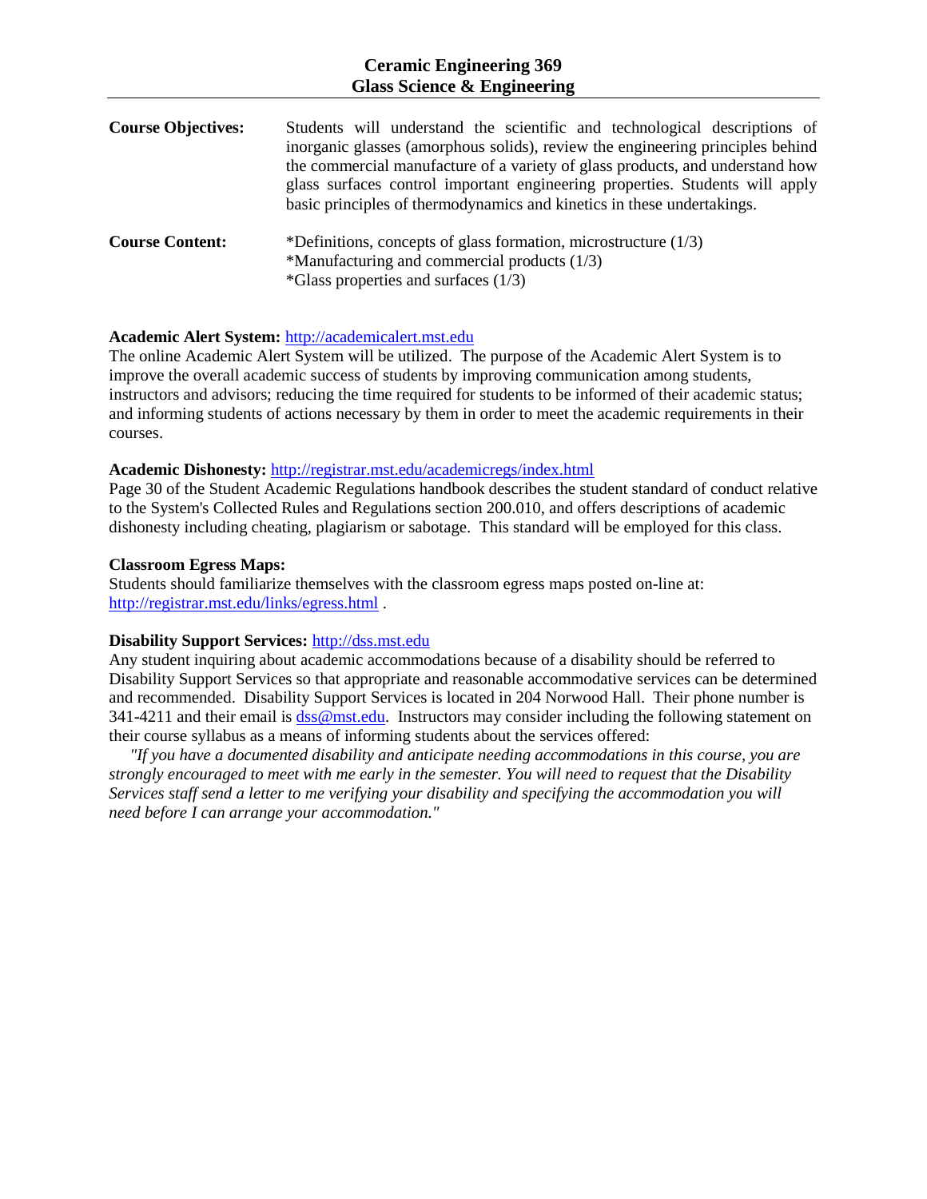# Ceramic Engineering 369
# Glass Science & Engineering

**Course Objectives:** Students will understand the scientific and technological descriptions of inorganic glasses (amorphous solids), review the engineering principles behind the commercial manufacture of a variety of glass products, and understand how glass surfaces control important engineering properties. Students will apply basic principles of thermodynamics and kinetics in these undertakings.

**Course Content:**
*Definitions, concepts of glass formation, microstructure (1/3)
*Manufacturing and commercial products (1/3)
*Glass properties and surfaces (1/3)

**Academic Alert System:** http://academicalert.mst.edu
The online Academic Alert System will be utilized. The purpose of the Academic Alert System is to improve the overall academic success of students by improving communication among students, instructors and advisors; reducing the time required for students to be informed of their academic status; and informing students of actions necessary by them in order to meet the academic requirements in their courses.

**Academic Dishonesty:** http://registrar.mst.edu/academicregs/index.html
Page 30 of the Student Academic Regulations handbook describes the student standard of conduct relative to the System's Collected Rules and Regulations section 200.010, and offers descriptions of academic dishonesty including cheating, plagiarism or sabotage. This standard will be employed for this class.

**Classroom Egress Maps:**
Students should familiarize themselves with the classroom egress maps posted on-line at: http://registrar.mst.edu/links/egress.html .

**Disability Support Services:** http://dss.mst.edu
Any student inquiring about academic accommodations because of a disability should be referred to Disability Support Services so that appropriate and reasonable accommodative services can be determined and recommended. Disability Support Services is located in 204 Norwood Hall. Their phone number is 341-4211 and their email is dss@mst.edu. Instructors may consider including the following statement on their course syllabus as a means of informing students about the services offered:

*"If you have a documented disability and anticipate needing accommodations in this course, you are strongly encouraged to meet with me early in the semester. You will need to request that the Disability Services staff send a letter to me verifying your disability and specifying the accommodation you will need before I can arrange your accommodation."*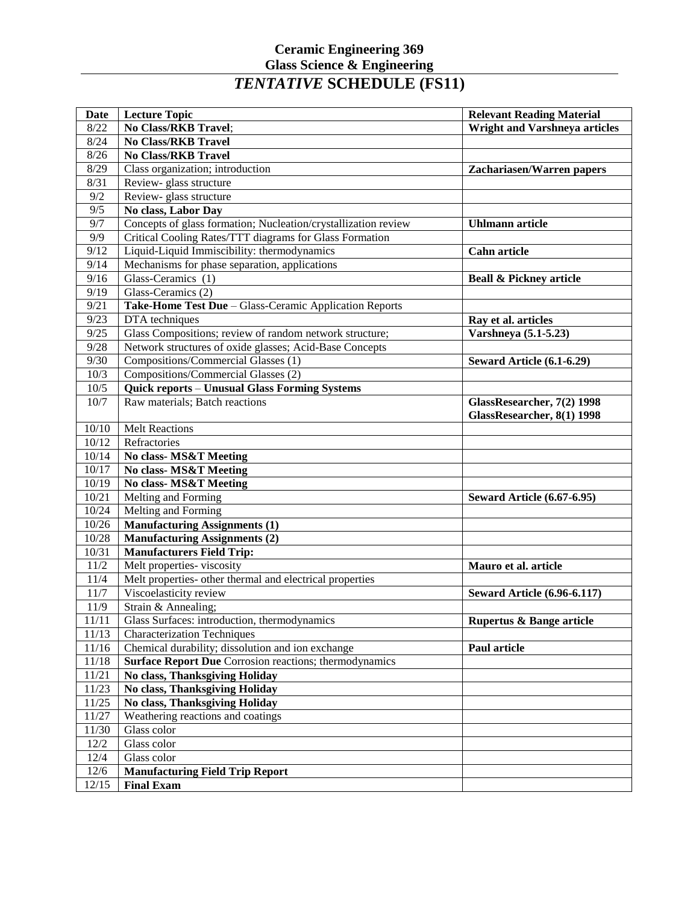**Ceramic Engineering 369**
**Glass Science & Engineering**

# *TENTATIVE* SCHEDULE (FS11)

| Date | Lecture Topic | Relevant Reading Material |
|---|---|---|
| 8/22 | **No Class/RKB Travel**; | **Wright and Varshneya articles** |
| 8/24 | **No Class/RKB Travel** | |
| 8/26 | **No Class/RKB Travel** | |
| 8/29 | Class organization; introduction | **Zachariasen/Warren papers** |
| 8/31 | Review- glass structure | |
| 9/2 | Review- glass structure | |
| 9/5 | **No class, Labor Day** | |
| 9/7 | Concepts of glass formation; Nucleation/crystallization review | **Uhlmann article** |
| 9/9 | Critical Cooling Rates/TTT diagrams for Glass Formation | |
| 9/12 | Liquid-Liquid Immiscibility: thermodynamics | **Cahn article** |
| 9/14 | Mechanisms for phase separation, applications | |
| 9/16 | Glass-Ceramics (1) | **Beall & Pickney article** |
| 9/19 | Glass-Ceramics (2) | |
| 9/21 | **Take-Home Test Due** – Glass-Ceramic Application Reports | |
| 9/23 | DTA techniques | **Ray et al. articles** |
| 9/25 | Glass Compositions; review of random network structure; | **Varshneya (5.1-5.23)** |
| 9/28 | Network structures of oxide glasses; Acid-Base Concepts | |
| 9/30 | Compositions/Commercial Glasses (1) | **Seward Article (6.1-6.29)** |
| 10/3 | Compositions/Commercial Glasses (2) | |
| 10/5 | **Quick reports** – **Unusual Glass Forming Systems** | |
| 10/7 | Raw materials; Batch reactions | **GlassResearcher, 7(2) 1998** **GlassResearcher, 8(1) 1998** |
| 10/10 | Melt Reactions | |
| 10/12 | Refractories | |
| 10/14 | **No class- MS&T Meeting** | |
| 10/17 | **No class- MS&T Meeting** | |
| 10/19 | **No class- MS&T Meeting** | |
| 10/21 | Melting and Forming | **Seward Article (6.67-6.95)** |
| 10/24 | Melting and Forming | |
| 10/26 | **Manufacturing Assignments (1)** | |
| 10/28 | **Manufacturing Assignments (2)** | |
| 10/31 | **Manufacturers Field Trip:** | |
| 11/2 | Melt properties- viscosity | **Mauro et al. article** |
| 11/4 | Melt properties- other thermal and electrical properties | |
| 11/7 | Viscoelasticity review | **Seward Article (6.96-6.117)** |
| 11/9 | Strain & Annealing; | |
| 11/11 | Glass Surfaces: introduction, thermodynamics | **Rupertus & Bange article** |
| 11/13 | Characterization Techniques | |
| 11/16 | Chemical durability; dissolution and ion exchange | **Paul article** |
| 11/18 | **Surface Report Due** Corrosion reactions; thermodynamics | |
| 11/21 | **No class, Thanksgiving Holiday** | |
| 11/23 | **No class, Thanksgiving Holiday** | |
| 11/25 | **No class, Thanksgiving Holiday** | |
| 11/27 | Weathering reactions and coatings | |
| 11/30 | Glass color | |
| 12/2 | Glass color | |
| 12/4 | Glass color | |
| 12/6 | **Manufacturing Field Trip Report** | |
| 12/15 | **Final Exam** | |